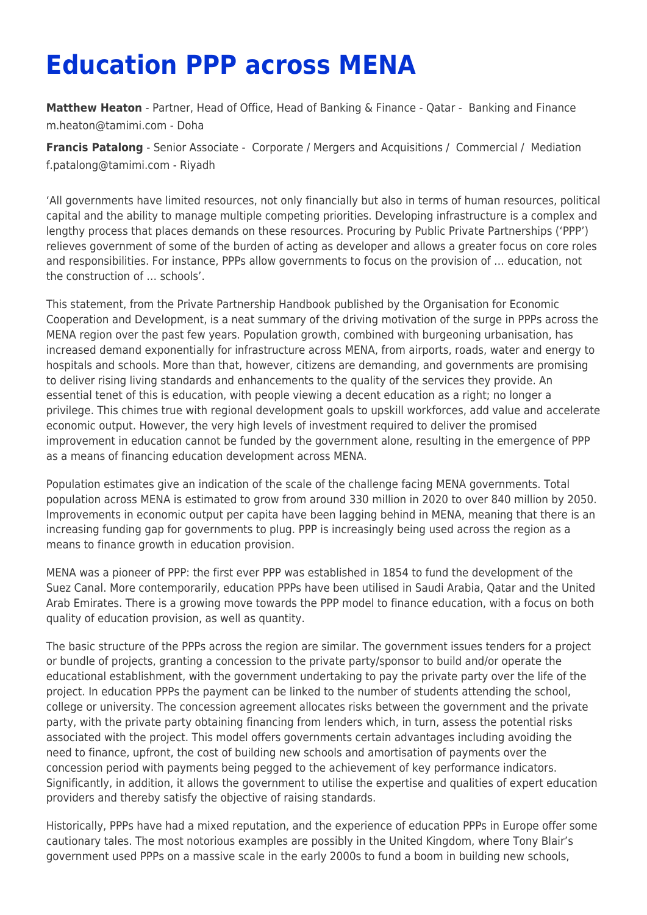# Education PPP across MENA

**Matthew Heaton** - Partner, Head of Office, Head of Banking & Finance - Qatar - Banking and Finance
m.heaton@tamimi.com - Doha

**Francis Patalong** - Senior Associate - Corporate / Mergers and Acquisitions / Commercial / Mediation
f.patalong@tamimi.com - Riyadh

'All governments have limited resources, not only financially but also in terms of human resources, political capital and the ability to manage multiple competing priorities. Developing infrastructure is a complex and lengthy process that places demands on these resources. Procuring by Public Private Partnerships ('PPP') relieves government of some of the burden of acting as developer and allows a greater focus on core roles and responsibilities. For instance, PPPs allow governments to focus on the provision of … education, not the construction of … schools'.

This statement, from the Private Partnership Handbook published by the Organisation for Economic Cooperation and Development, is a neat summary of the driving motivation of the surge in PPPs across the MENA region over the past few years. Population growth, combined with burgeoning urbanisation, has increased demand exponentially for infrastructure across MENA, from airports, roads, water and energy to hospitals and schools. More than that, however, citizens are demanding, and governments are promising to deliver rising living standards and enhancements to the quality of the services they provide. An essential tenet of this is education, with people viewing a decent education as a right; no longer a privilege. This chimes true with regional development goals to upskill workforces, add value and accelerate economic output. However, the very high levels of investment required to deliver the promised improvement in education cannot be funded by the government alone, resulting in the emergence of PPP as a means of financing education development across MENA.

Population estimates give an indication of the scale of the challenge facing MENA governments. Total population across MENA is estimated to grow from around 330 million in 2020 to over 840 million by 2050. Improvements in economic output per capita have been lagging behind in MENA, meaning that there is an increasing funding gap for governments to plug. PPP is increasingly being used across the region as a means to finance growth in education provision.

MENA was a pioneer of PPP: the first ever PPP was established in 1854 to fund the development of the Suez Canal. More contemporarily, education PPPs have been utilised in Saudi Arabia, Qatar and the United Arab Emirates. There is a growing move towards the PPP model to finance education, with a focus on both quality of education provision, as well as quantity.

The basic structure of the PPPs across the region are similar. The government issues tenders for a project or bundle of projects, granting a concession to the private party/sponsor to build and/or operate the educational establishment, with the government undertaking to pay the private party over the life of the project. In education PPPs the payment can be linked to the number of students attending the school, college or university. The concession agreement allocates risks between the government and the private party, with the private party obtaining financing from lenders which, in turn, assess the potential risks associated with the project. This model offers governments certain advantages including avoiding the need to finance, upfront, the cost of building new schools and amortisation of payments over the concession period with payments being pegged to the achievement of key performance indicators. Significantly, in addition, it allows the government to utilise the expertise and qualities of expert education providers and thereby satisfy the objective of raising standards.

Historically, PPPs have had a mixed reputation, and the experience of education PPPs in Europe offer some cautionary tales. The most notorious examples are possibly in the United Kingdom, where Tony Blair's government used PPPs on a massive scale in the early 2000s to fund a boom in building new schools,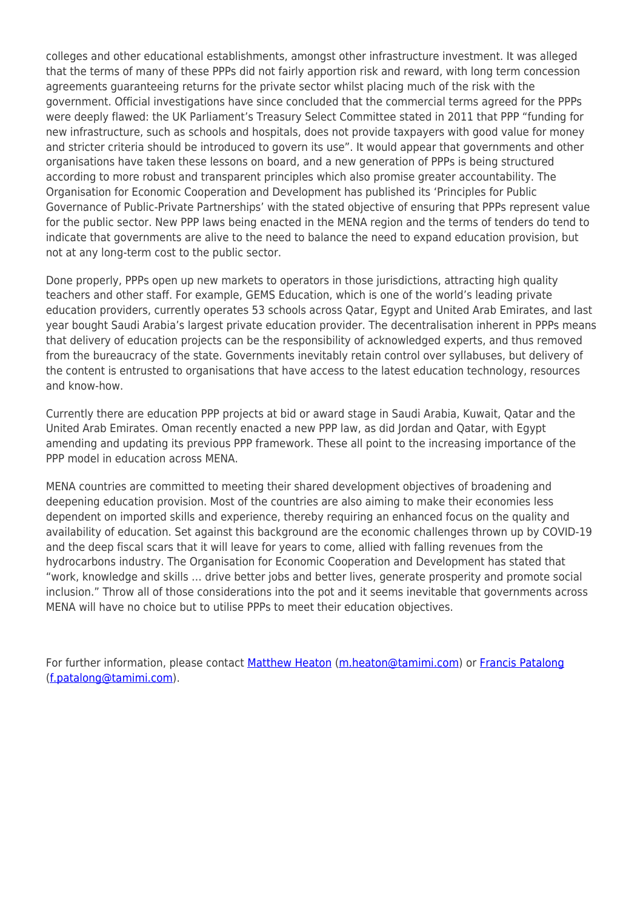colleges and other educational establishments, amongst other infrastructure investment. It was alleged that the terms of many of these PPPs did not fairly apportion risk and reward, with long term concession agreements guaranteeing returns for the private sector whilst placing much of the risk with the government. Official investigations have since concluded that the commercial terms agreed for the PPPs were deeply flawed: the UK Parliament's Treasury Select Committee stated in 2011 that PPP "funding for new infrastructure, such as schools and hospitals, does not provide taxpayers with good value for money and stricter criteria should be introduced to govern its use". It would appear that governments and other organisations have taken these lessons on board, and a new generation of PPPs is being structured according to more robust and transparent principles which also promise greater accountability. The Organisation for Economic Cooperation and Development has published its 'Principles for Public Governance of Public-Private Partnerships' with the stated objective of ensuring that PPPs represent value for the public sector. New PPP laws being enacted in the MENA region and the terms of tenders do tend to indicate that governments are alive to the need to balance the need to expand education provision, but not at any long-term cost to the public sector.

Done properly, PPPs open up new markets to operators in those jurisdictions, attracting high quality teachers and other staff. For example, GEMS Education, which is one of the world's leading private education providers, currently operates 53 schools across Qatar, Egypt and United Arab Emirates, and last year bought Saudi Arabia's largest private education provider. The decentralisation inherent in PPPs means that delivery of education projects can be the responsibility of acknowledged experts, and thus removed from the bureaucracy of the state. Governments inevitably retain control over syllabuses, but delivery of the content is entrusted to organisations that have access to the latest education technology, resources and know-how.

Currently there are education PPP projects at bid or award stage in Saudi Arabia, Kuwait, Qatar and the United Arab Emirates. Oman recently enacted a new PPP law, as did Jordan and Qatar, with Egypt amending and updating its previous PPP framework. These all point to the increasing importance of the PPP model in education across MENA.

MENA countries are committed to meeting their shared development objectives of broadening and deepening education provision. Most of the countries are also aiming to make their economies less dependent on imported skills and experience, thereby requiring an enhanced focus on the quality and availability of education. Set against this background are the economic challenges thrown up by COVID-19 and the deep fiscal scars that it will leave for years to come, allied with falling revenues from the hydrocarbons industry. The Organisation for Economic Cooperation and Development has stated that "work, knowledge and skills … drive better jobs and better lives, generate prosperity and promote social inclusion." Throw all of those considerations into the pot and it seems inevitable that governments across MENA will have no choice but to utilise PPPs to meet their education objectives.

For further information, please contact [Matthew Heaton](m.heaton@tamimi.com) ([m.heaton@tamimi.com](mailto:m.heaton@tamimi.com)) or [Francis Patalong](f.patalong@tamimi.com) ([f.patalong@tamimi.com](mailto:f.patalong@tamimi.com)).